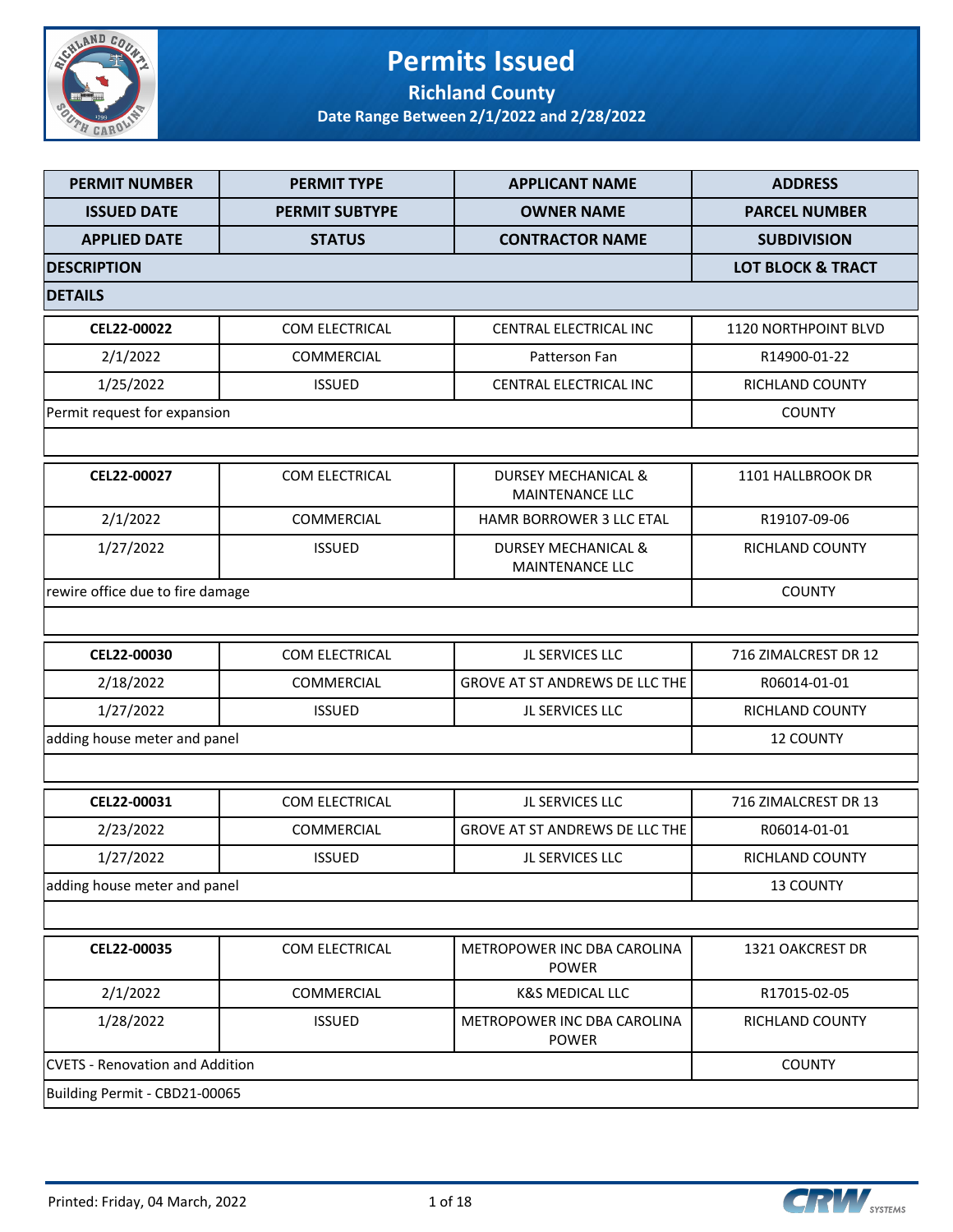# Permits Issued

## Richland County

### Date Range Between 2/1/2022 and 2/28/2022

| PERMIT NUMBER | PERMIT TYPE | APPLICANT NAME | ADDRESS |
|---|---|---|---|
| ISSUED DATE | PERMIT SUBTYPE | OWNER NAME | PARCEL NUMBER |
| APPLIED DATE | STATUS | CONTRACTOR NAME | SUBDIVISION |
| DESCRIPTION | | | LOT BLOCK & TRACT |
| DETAILS | | | |
| CEL22-00022 | COM ELECTRICAL | CENTRAL ELECTRICAL INC | 1120 NORTHPOINT BLVD |
| 2/1/2022 | COMMERCIAL | Patterson Fan | R14900-01-22 |
| 1/25/2022 | ISSUED | CENTRAL ELECTRICAL INC | RICHLAND COUNTY |
| Permit request for expansion | | | COUNTY |
| | | | |
| CEL22-00027 | COM ELECTRICAL | DURSEY MECHANICAL & MAINTENANCE LLC | 1101 HALLBROOK DR |
| 2/1/2022 | COMMERCIAL | HAMR BORROWER 3 LLC ETAL | R19107-09-06 |
| 1/27/2022 | ISSUED | DURSEY MECHANICAL & MAINTENANCE LLC | RICHLAND COUNTY |
| rewire office due to fire damage | | | COUNTY |
| | | | |
| CEL22-00030 | COM ELECTRICAL | JL SERVICES LLC | 716 ZIMALCREST DR 12 |
| 2/18/2022 | COMMERCIAL | GROVE AT ST ANDREWS DE LLC THE | R06014-01-01 |
| 1/27/2022 | ISSUED | JL SERVICES LLC | RICHLAND COUNTY |
| adding house meter and panel | | | 12 COUNTY |
| | | | |
| CEL22-00031 | COM ELECTRICAL | JL SERVICES LLC | 716 ZIMALCREST DR 13 |
| 2/23/2022 | COMMERCIAL | GROVE AT ST ANDREWS DE LLC THE | R06014-01-01 |
| 1/27/2022 | ISSUED | JL SERVICES LLC | RICHLAND COUNTY |
| adding house meter and panel | | | 13 COUNTY |
| | | | |
| CEL22-00035 | COM ELECTRICAL | METROPOWER INC DBA CAROLINA POWER | 1321 OAKCREST DR |
| 2/1/2022 | COMMERCIAL | K&S MEDICAL LLC | R17015-02-05 |
| 1/28/2022 | ISSUED | METROPOWER INC DBA CAROLINA POWER | RICHLAND COUNTY |
| CVETS - Renovation and Addition | | | COUNTY |
| Building Permit - CBD21-00065 | | | |

Printed: Friday, 04 March, 2022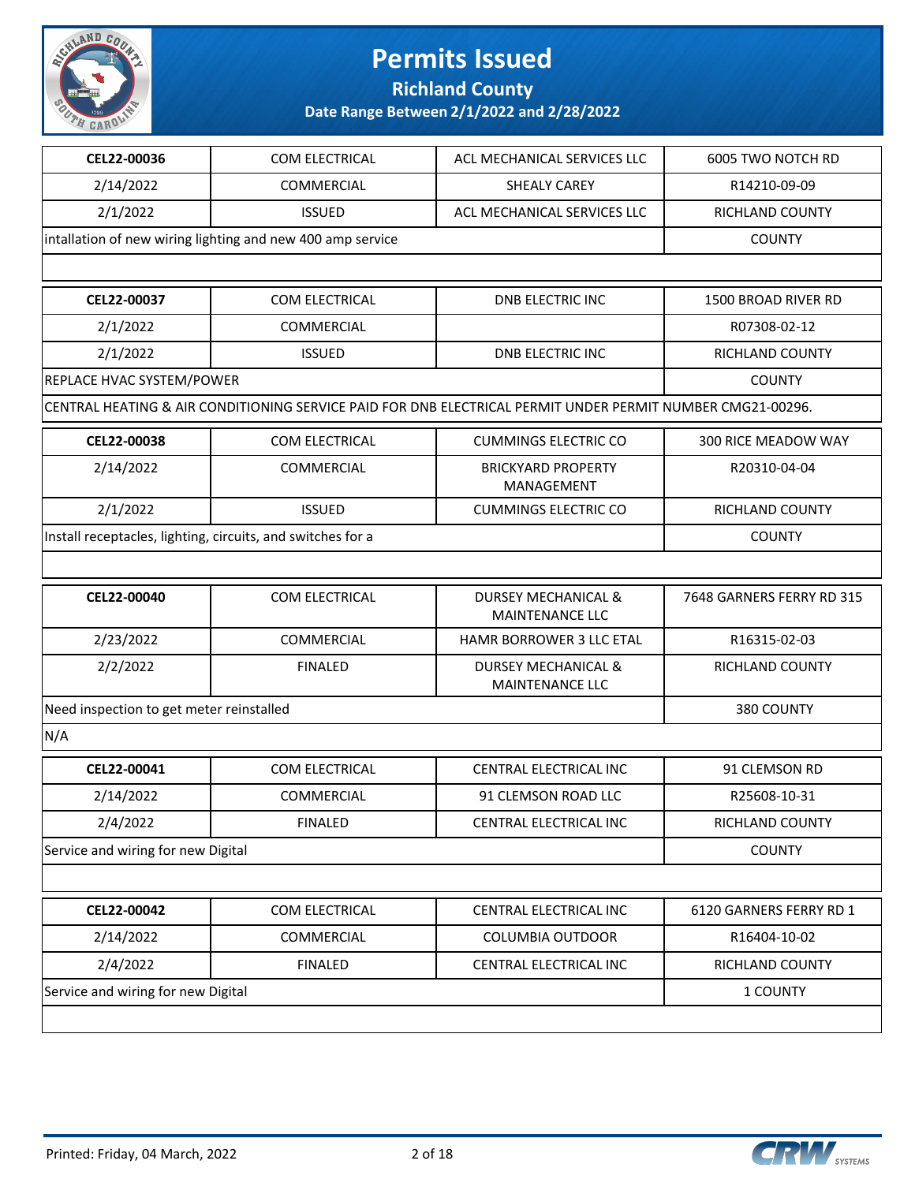# Permits Issued

## Richland County

### Date Range Between 2/1/2022 and 2/28/2022

| CEL22-00036 | COM ELECTRICAL | ACL MECHANICAL SERVICES LLC | 6005 TWO NOTCH RD |
|---|---|---|---|
| 2/14/2022 | COMMERCIAL | SHEALY CAREY | R14210-09-09 |
| 2/1/2022 | ISSUED | ACL MECHANICAL SERVICES LLC | RICHLAND COUNTY |
| intallation of new wiring lighting and new 400 amp service | | | COUNTY |
| | | | |

| CEL22-00037 | COM ELECTRICAL | DNB ELECTRIC INC | 1500 BROAD RIVER RD |
|---|---|---|---|
| 2/1/2022 | COMMERCIAL | | R07308-02-12 |
| 2/1/2022 | ISSUED | DNB ELECTRIC INC | RICHLAND COUNTY |
| REPLACE HVAC SYSTEM/POWER | | | COUNTY |
| CENTRAL HEATING & AIR CONDITIONING SERVICE PAID FOR DNB ELECTRICAL PERMIT UNDER PERMIT NUMBER CMG21-00296. | | | |

| CEL22-00038 | COM ELECTRICAL | CUMMINGS ELECTRIC CO | 300 RICE MEADOW WAY |
|---|---|---|---|
| 2/14/2022 | COMMERCIAL | BRICKYARD PROPERTY MANAGEMENT | R20310-04-04 |
| 2/1/2022 | ISSUED | CUMMINGS ELECTRIC CO | RICHLAND COUNTY |
| Install receptacles, lighting, circuits, and switches for a | | | COUNTY |
| | | | |

| CEL22-00040 | COM ELECTRICAL | DURSEY MECHANICAL & MAINTENANCE LLC | 7648 GARNERS FERRY RD 315 |
|---|---|---|---|
| 2/23/2022 | COMMERCIAL | HAMR BORROWER 3 LLC ETAL | R16315-02-03 |
| 2/2/2022 | FINALED | DURSEY MECHANICAL & MAINTENANCE LLC | RICHLAND COUNTY |
| Need inspection to get meter reinstalled | | | 380 COUNTY |
| N/A | | | |

| CEL22-00041 | COM ELECTRICAL | CENTRAL ELECTRICAL INC | 91 CLEMSON RD |
|---|---|---|---|
| 2/14/2022 | COMMERCIAL | 91 CLEMSON ROAD LLC | R25608-10-31 |
| 2/4/2022 | FINALED | CENTRAL ELECTRICAL INC | RICHLAND COUNTY |
| Service and wiring for new Digital | | | COUNTY |
| | | | |

| CEL22-00042 | COM ELECTRICAL | CENTRAL ELECTRICAL INC | 6120 GARNERS FERRY RD 1 |
|---|---|---|---|
| 2/14/2022 | COMMERCIAL | COLUMBIA OUTDOOR | R16404-10-02 |
| 2/4/2022 | FINALED | CENTRAL ELECTRICAL INC | RICHLAND COUNTY |
| Service and wiring for new Digital | | | 1 COUNTY |
| | | | |

Printed: Friday, 04 March, 2022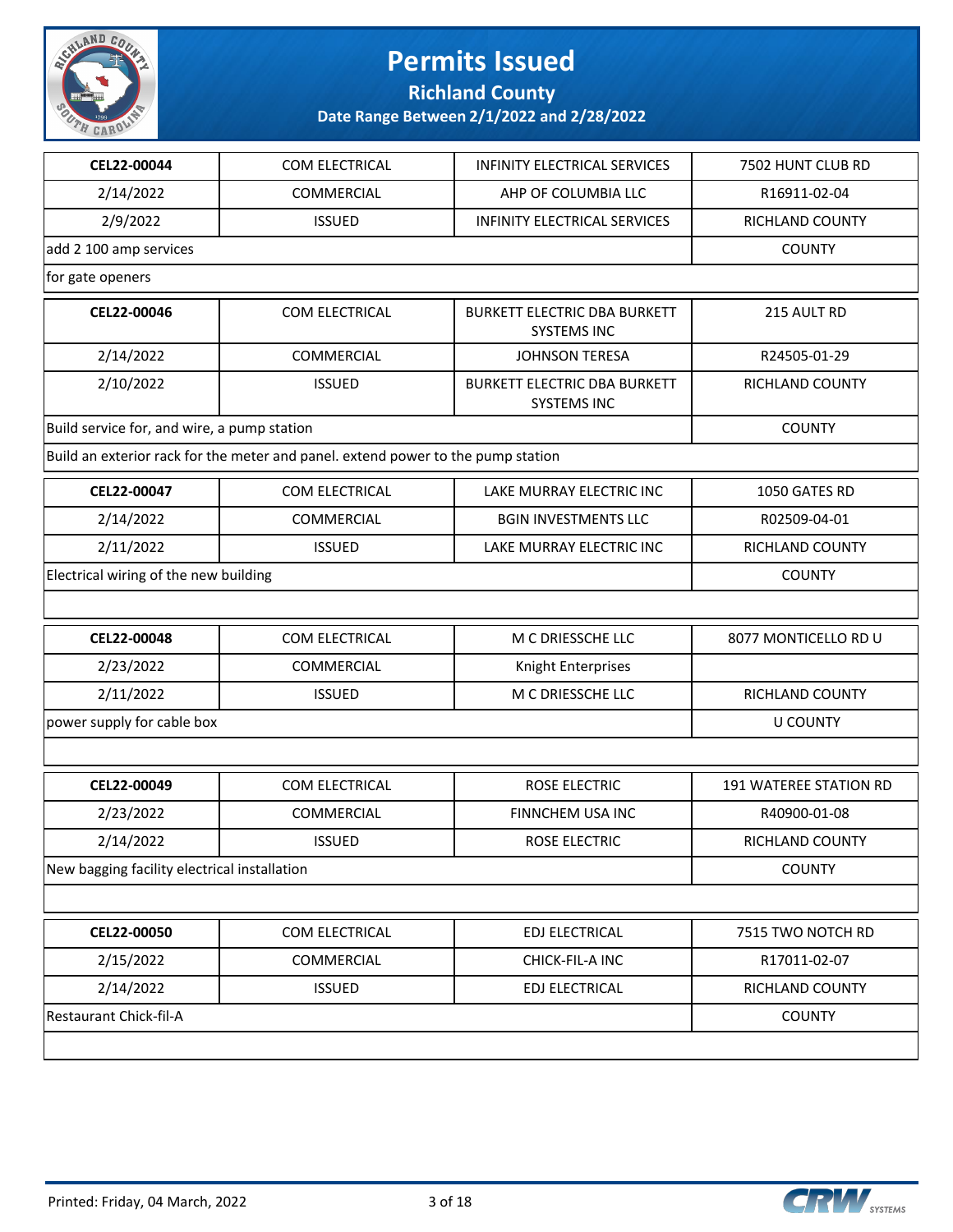# Permits Issued

## Richland County

### Date Range Between 2/1/2022 and 2/28/2022

| CEL22-00044 | COM ELECTRICAL | INFINITY ELECTRICAL SERVICES | 7502 HUNT CLUB RD |
|---|---|---|---|
| 2/14/2022 | COMMERCIAL | AHP OF COLUMBIA LLC | R16911-02-04 |
| 2/9/2022 | ISSUED | INFINITY ELECTRICAL SERVICES | RICHLAND COUNTY |
| add 2 100 amp services | | | COUNTY |
| for gate openers | | | |

| CEL22-00046 | COM ELECTRICAL | BURKETT ELECTRIC DBA BURKETT SYSTEMS INC | 215 AULT RD |
|---|---|---|---|
| 2/14/2022 | COMMERCIAL | JOHNSON TERESA | R24505-01-29 |
| 2/10/2022 | ISSUED | BURKETT ELECTRIC DBA BURKETT SYSTEMS INC | RICHLAND COUNTY |
| Build service for, and wire, a pump station | | | COUNTY |
| Build an exterior rack for the meter and panel. extend power to the pump station | | | |

| CEL22-00047 | COM ELECTRICAL | LAKE MURRAY ELECTRIC INC | 1050 GATES RD |
|---|---|---|---|
| 2/14/2022 | COMMERCIAL | BGIN INVESTMENTS LLC | R02509-04-01 |
| 2/11/2022 | ISSUED | LAKE MURRAY ELECTRIC INC | RICHLAND COUNTY |
| Electrical wiring of the new building | | | COUNTY |
| | | | |

| CEL22-00048 | COM ELECTRICAL | M C DRIESSCHE LLC | 8077 MONTICELLO RD U |
|---|---|---|---|
| 2/23/2022 | COMMERCIAL | Knight Enterprises | |
| 2/11/2022 | ISSUED | M C DRIESSCHE LLC | RICHLAND COUNTY |
| power supply for cable box | | | U COUNTY |
| | | | |

| CEL22-00049 | COM ELECTRICAL | ROSE ELECTRIC | 191 WATEREE STATION RD |
|---|---|---|---|
| 2/23/2022 | COMMERCIAL | FINNCHEM USA INC | R40900-01-08 |
| 2/14/2022 | ISSUED | ROSE ELECTRIC | RICHLAND COUNTY |
| New bagging facility electrical installation | | | COUNTY |
| | | | |

| CEL22-00050 | COM ELECTRICAL | EDJ ELECTRICAL | 7515 TWO NOTCH RD |
|---|---|---|---|
| 2/15/2022 | COMMERCIAL | CHICK-FIL-A INC | R17011-02-07 |
| 2/14/2022 | ISSUED | EDJ ELECTRICAL | RICHLAND COUNTY |
| Restaurant Chick-fil-A | | | COUNTY |
| | | | |

Printed: Friday, 04 March, 2022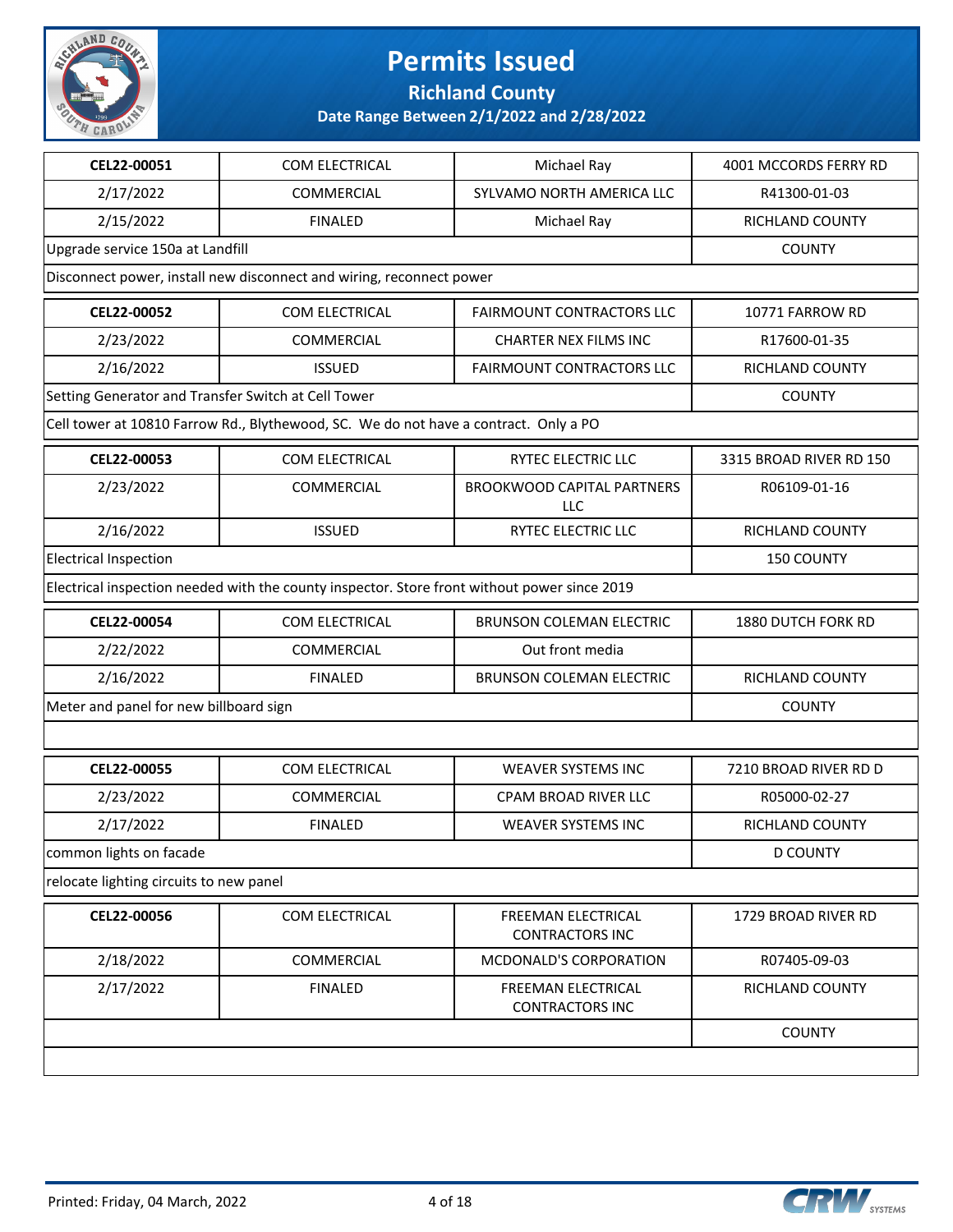# Permits Issued

## Richland County

### Date Range Between 2/1/2022 and 2/28/2022

| | | | |
|---|---|---|---|
| **CEL22-00051** | COM ELECTRICAL | Michael Ray | 4001 MCCORDS FERRY RD |
| 2/17/2022 | COMMERCIAL | SYLVAMO NORTH AMERICA LLC | R41300-01-03 |
| 2/15/2022 | FINALED | Michael Ray | RICHLAND COUNTY |
| Upgrade service 150a at Landfill | | | COUNTY |
| Disconnect power, install new disconnect and wiring, reconnect power | | | |

| | | | |
|---|---|---|---|
| **CEL22-00052** | COM ELECTRICAL | FAIRMOUNT CONTRACTORS LLC | 10771 FARROW RD |
| 2/23/2022 | COMMERCIAL | CHARTER NEX FILMS INC | R17600-01-35 |
| 2/16/2022 | ISSUED | FAIRMOUNT CONTRACTORS LLC | RICHLAND COUNTY |
| Setting Generator and Transfer Switch at Cell Tower | | | COUNTY |
| Cell tower at 10810 Farrow Rd., Blythewood, SC. We do not have a contract. Only a PO | | | |

| | | | |
|---|---|---|---|
| **CEL22-00053** | COM ELECTRICAL | RYTEC ELECTRIC LLC | 3315 BROAD RIVER RD 150 |
| 2/23/2022 | COMMERCIAL | BROOKWOOD CAPITAL PARTNERS LLC | R06109-01-16 |
| 2/16/2022 | ISSUED | RYTEC ELECTRIC LLC | RICHLAND COUNTY |
| Electrical Inspection | | | 150 COUNTY |
| Electrical inspection needed with the county inspector. Store front without power since 2019 | | | |

| | | | |
|---|---|---|---|
| **CEL22-00054** | COM ELECTRICAL | BRUNSON COLEMAN ELECTRIC | 1880 DUTCH FORK RD |
| 2/22/2022 | COMMERCIAL | Out front media | |
| 2/16/2022 | FINALED | BRUNSON COLEMAN ELECTRIC | RICHLAND COUNTY |
| Meter and panel for new billboard sign | | | COUNTY |
| | | | |

| | | | |
|---|---|---|---|
| **CEL22-00055** | COM ELECTRICAL | WEAVER SYSTEMS INC | 7210 BROAD RIVER RD D |
| 2/23/2022 | COMMERCIAL | CPAM BROAD RIVER LLC | R05000-02-27 |
| 2/17/2022 | FINALED | WEAVER SYSTEMS INC | RICHLAND COUNTY |
| common lights on facade | | | D COUNTY |
| relocate lighting circuits to new panel | | | |

| | | | |
|---|---|---|---|
| **CEL22-00056** | COM ELECTRICAL | FREEMAN ELECTRICAL CONTRACTORS INC | 1729 BROAD RIVER RD |
| 2/18/2022 | COMMERCIAL | MCDONALD'S CORPORATION | R07405-09-03 |
| 2/17/2022 | FINALED | FREEMAN ELECTRICAL CONTRACTORS INC | RICHLAND COUNTY |
| | | | COUNTY |
| | | | |

Printed: Friday, 04 March, 2022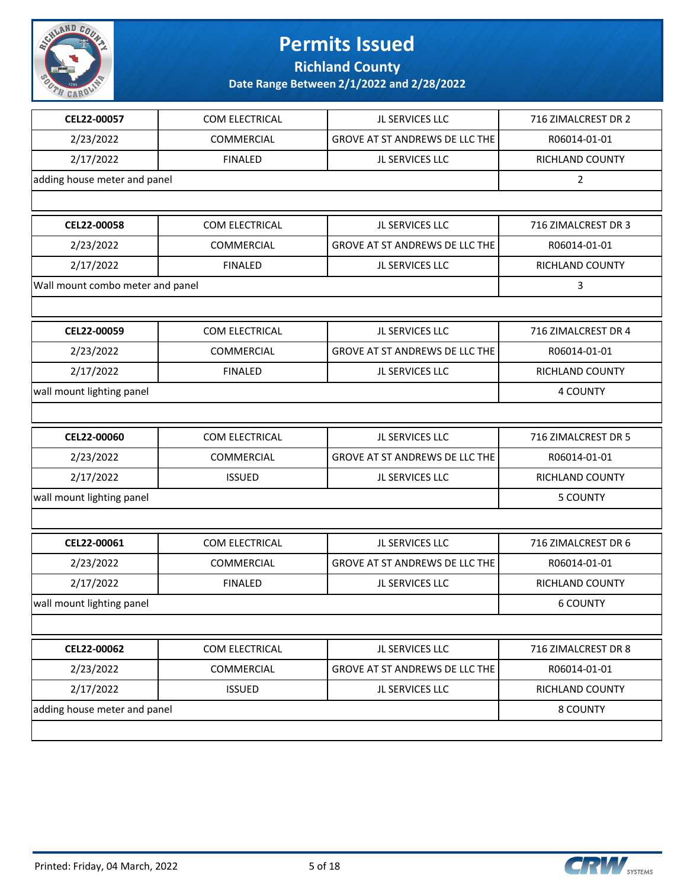# Permits Issued

## Richland County

### Date Range Between 2/1/2022 and 2/28/2022

| CEL22-00057 | COM ELECTRICAL | JL SERVICES LLC | 716 ZIMALCREST DR 2 |
|---|---|---|---|
| 2/23/2022 | COMMERCIAL | GROVE AT ST ANDREWS DE LLC THE | R06014-01-01 |
| 2/17/2022 | FINALED | JL SERVICES LLC | RICHLAND COUNTY |
| adding house meter and panel | | | 2 |

| CEL22-00058 | COM ELECTRICAL | JL SERVICES LLC | 716 ZIMALCREST DR 3 |
|---|---|---|---|
| 2/23/2022 | COMMERCIAL | GROVE AT ST ANDREWS DE LLC THE | R06014-01-01 |
| 2/17/2022 | FINALED | JL SERVICES LLC | RICHLAND COUNTY |
| Wall mount combo meter and panel | | | 3 |

| CEL22-00059 | COM ELECTRICAL | JL SERVICES LLC | 716 ZIMALCREST DR 4 |
|---|---|---|---|
| 2/23/2022 | COMMERCIAL | GROVE AT ST ANDREWS DE LLC THE | R06014-01-01 |
| 2/17/2022 | FINALED | JL SERVICES LLC | RICHLAND COUNTY |
| wall mount lighting panel | | | 4 COUNTY |

| CEL22-00060 | COM ELECTRICAL | JL SERVICES LLC | 716 ZIMALCREST DR 5 |
|---|---|---|---|
| 2/23/2022 | COMMERCIAL | GROVE AT ST ANDREWS DE LLC THE | R06014-01-01 |
| 2/17/2022 | ISSUED | JL SERVICES LLC | RICHLAND COUNTY |
| wall mount lighting panel | | | 5 COUNTY |

| CEL22-00061 | COM ELECTRICAL | JL SERVICES LLC | 716 ZIMALCREST DR 6 |
|---|---|---|---|
| 2/23/2022 | COMMERCIAL | GROVE AT ST ANDREWS DE LLC THE | R06014-01-01 |
| 2/17/2022 | FINALED | JL SERVICES LLC | RICHLAND COUNTY |
| wall mount lighting panel | | | 6 COUNTY |

| CEL22-00062 | COM ELECTRICAL | JL SERVICES LLC | 716 ZIMALCREST DR 8 |
|---|---|---|---|
| 2/23/2022 | COMMERCIAL | GROVE AT ST ANDREWS DE LLC THE | R06014-01-01 |
| 2/17/2022 | ISSUED | JL SERVICES LLC | RICHLAND COUNTY |
| adding house meter and panel | | | 8 COUNTY |

Printed: Friday, 04 March, 2022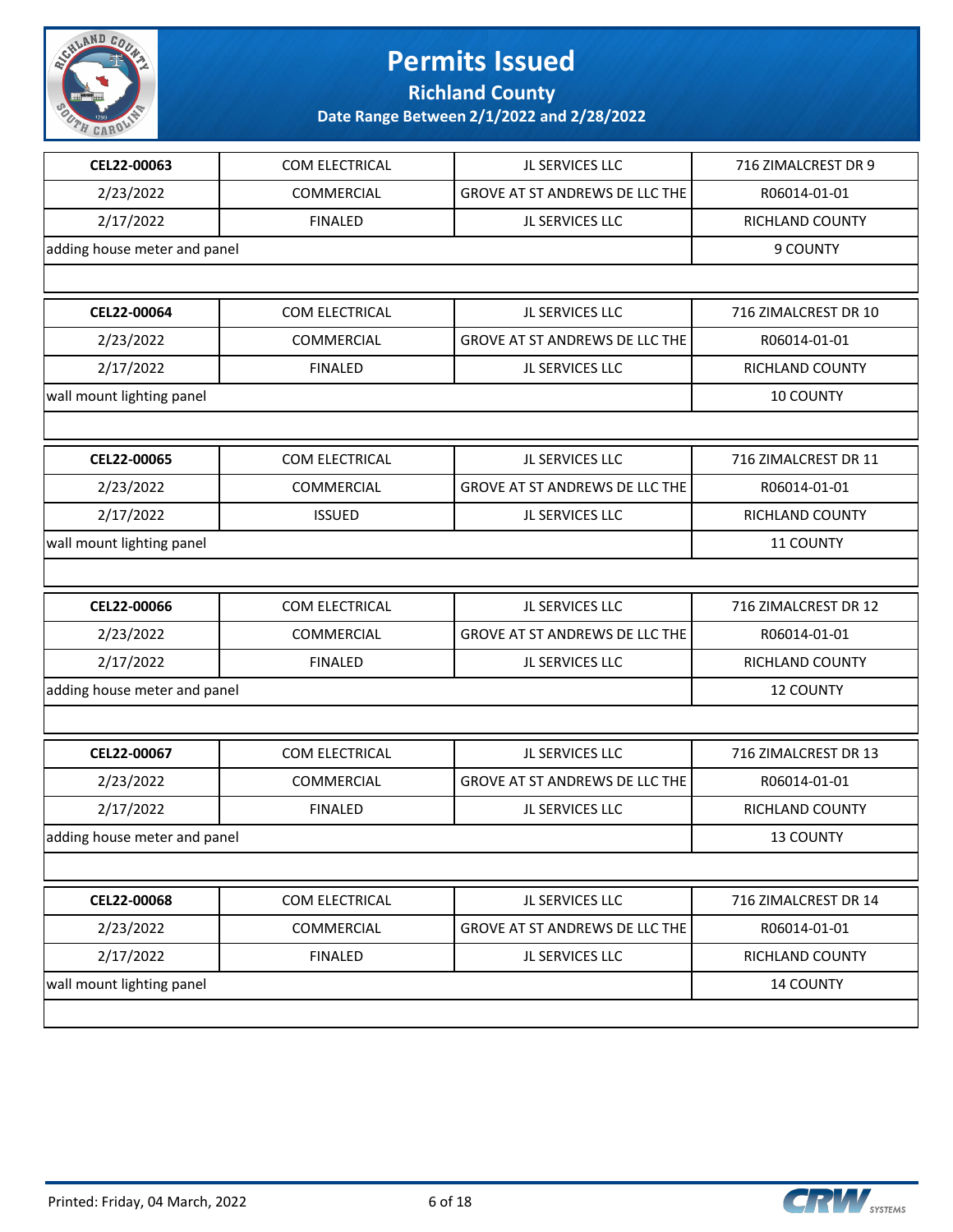# Permits Issued

## Richland County

### Date Range Between 2/1/2022 and 2/28/2022

| CEL22-00063 | COM ELECTRICAL | JL SERVICES LLC | 716 ZIMALCREST DR 9 |
|---|---|---|---|
| 2/23/2022 | COMMERCIAL | GROVE AT ST ANDREWS DE LLC THE | R06014-01-01 |
| 2/17/2022 | FINALED | JL SERVICES LLC | RICHLAND COUNTY |
| adding house meter and panel | | | 9 COUNTY |

| CEL22-00064 | COM ELECTRICAL | JL SERVICES LLC | 716 ZIMALCREST DR 10 |
|---|---|---|---|
| 2/23/2022 | COMMERCIAL | GROVE AT ST ANDREWS DE LLC THE | R06014-01-01 |
| 2/17/2022 | FINALED | JL SERVICES LLC | RICHLAND COUNTY |
| wall mount lighting panel | | | 10 COUNTY |

| CEL22-00065 | COM ELECTRICAL | JL SERVICES LLC | 716 ZIMALCREST DR 11 |
|---|---|---|---|
| 2/23/2022 | COMMERCIAL | GROVE AT ST ANDREWS DE LLC THE | R06014-01-01 |
| 2/17/2022 | ISSUED | JL SERVICES LLC | RICHLAND COUNTY |
| wall mount lighting panel | | | 11 COUNTY |

| CEL22-00066 | COM ELECTRICAL | JL SERVICES LLC | 716 ZIMALCREST DR 12 |
|---|---|---|---|
| 2/23/2022 | COMMERCIAL | GROVE AT ST ANDREWS DE LLC THE | R06014-01-01 |
| 2/17/2022 | FINALED | JL SERVICES LLC | RICHLAND COUNTY |
| adding house meter and panel | | | 12 COUNTY |

| CEL22-00067 | COM ELECTRICAL | JL SERVICES LLC | 716 ZIMALCREST DR 13 |
|---|---|---|---|
| 2/23/2022 | COMMERCIAL | GROVE AT ST ANDREWS DE LLC THE | R06014-01-01 |
| 2/17/2022 | FINALED | JL SERVICES LLC | RICHLAND COUNTY |
| adding house meter and panel | | | 13 COUNTY |

| CEL22-00068 | COM ELECTRICAL | JL SERVICES LLC | 716 ZIMALCREST DR 14 |
|---|---|---|---|
| 2/23/2022 | COMMERCIAL | GROVE AT ST ANDREWS DE LLC THE | R06014-01-01 |
| 2/17/2022 | FINALED | JL SERVICES LLC | RICHLAND COUNTY |
| wall mount lighting panel | | | 14 COUNTY |

Printed: Friday, 04 March, 2022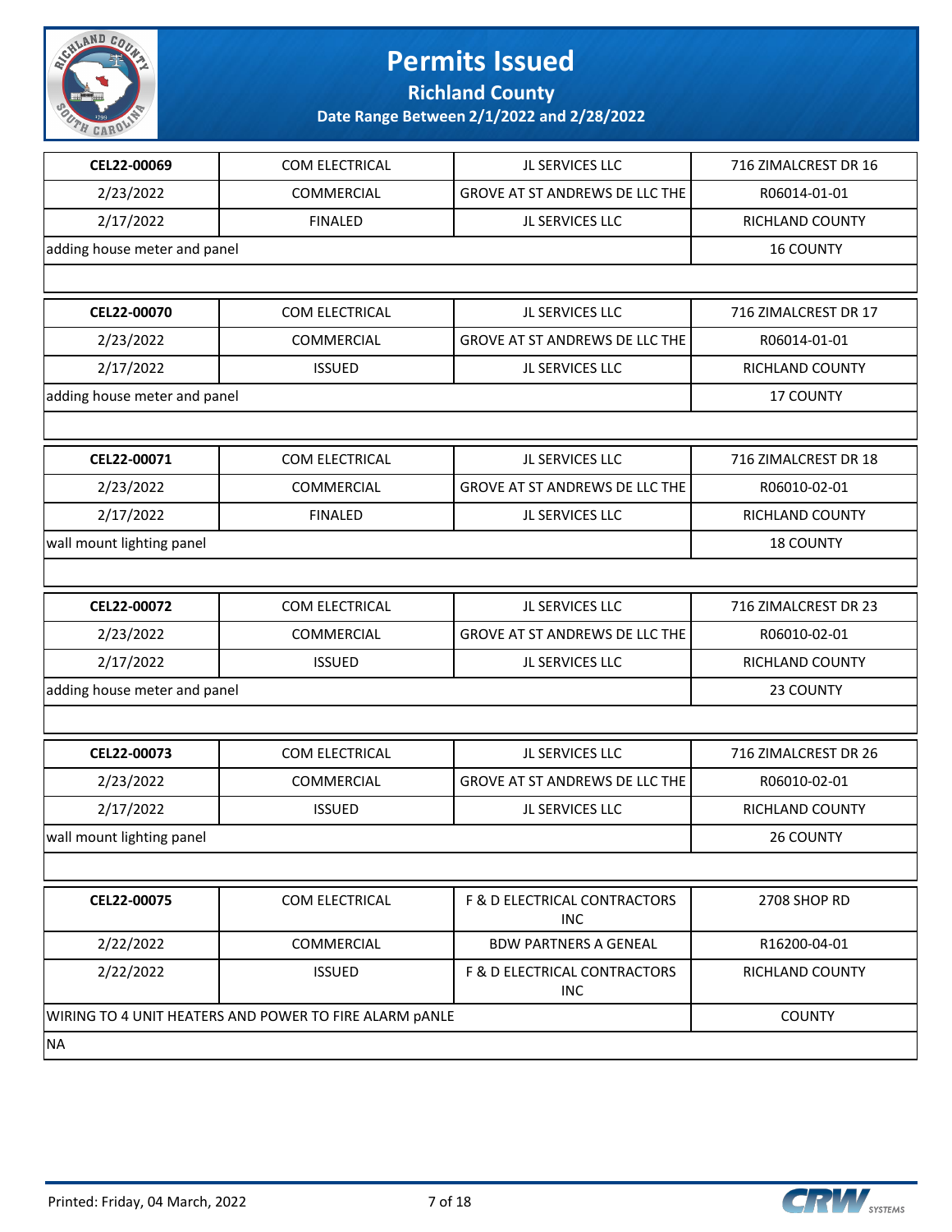# Permits Issued

## Richland County

### Date Range Between 2/1/2022 and 2/28/2022

| CEL22-00069 | COM ELECTRICAL | JL SERVICES LLC | 716 ZIMALCREST DR 16 |
|---|---|---|---|
| 2/23/2022 | COMMERCIAL | GROVE AT ST ANDREWS DE LLC THE | R06014-01-01 |
| 2/17/2022 | FINALED | JL SERVICES LLC | RICHLAND COUNTY |
| adding house meter and panel | | | 16 COUNTY |

| CEL22-00070 | COM ELECTRICAL | JL SERVICES LLC | 716 ZIMALCREST DR 17 |
|---|---|---|---|
| 2/23/2022 | COMMERCIAL | GROVE AT ST ANDREWS DE LLC THE | R06014-01-01 |
| 2/17/2022 | ISSUED | JL SERVICES LLC | RICHLAND COUNTY |
| adding house meter and panel | | | 17 COUNTY |

| CEL22-00071 | COM ELECTRICAL | JL SERVICES LLC | 716 ZIMALCREST DR 18 |
|---|---|---|---|
| 2/23/2022 | COMMERCIAL | GROVE AT ST ANDREWS DE LLC THE | R06010-02-01 |
| 2/17/2022 | FINALED | JL SERVICES LLC | RICHLAND COUNTY |
| wall mount lighting panel | | | 18 COUNTY |

| CEL22-00072 | COM ELECTRICAL | JL SERVICES LLC | 716 ZIMALCREST DR 23 |
|---|---|---|---|
| 2/23/2022 | COMMERCIAL | GROVE AT ST ANDREWS DE LLC THE | R06010-02-01 |
| 2/17/2022 | ISSUED | JL SERVICES LLC | RICHLAND COUNTY |
| adding house meter and panel | | | 23 COUNTY |

| CEL22-00073 | COM ELECTRICAL | JL SERVICES LLC | 716 ZIMALCREST DR 26 |
|---|---|---|---|
| 2/23/2022 | COMMERCIAL | GROVE AT ST ANDREWS DE LLC THE | R06010-02-01 |
| 2/17/2022 | ISSUED | JL SERVICES LLC | RICHLAND COUNTY |
| wall mount lighting panel | | | 26 COUNTY |

| CEL22-00075 | COM ELECTRICAL | F & D ELECTRICAL CONTRACTORS INC | 2708 SHOP RD |
|---|---|---|---|
| 2/22/2022 | COMMERCIAL | BDW PARTNERS A GENEAL | R16200-04-01 |
| 2/22/2022 | ISSUED | F & D ELECTRICAL CONTRACTORS INC | RICHLAND COUNTY |
| WIRING TO 4 UNIT HEATERS AND POWER TO FIRE ALARM pANLE | | | COUNTY |
| NA | | | |

Printed: Friday, 04 March, 2022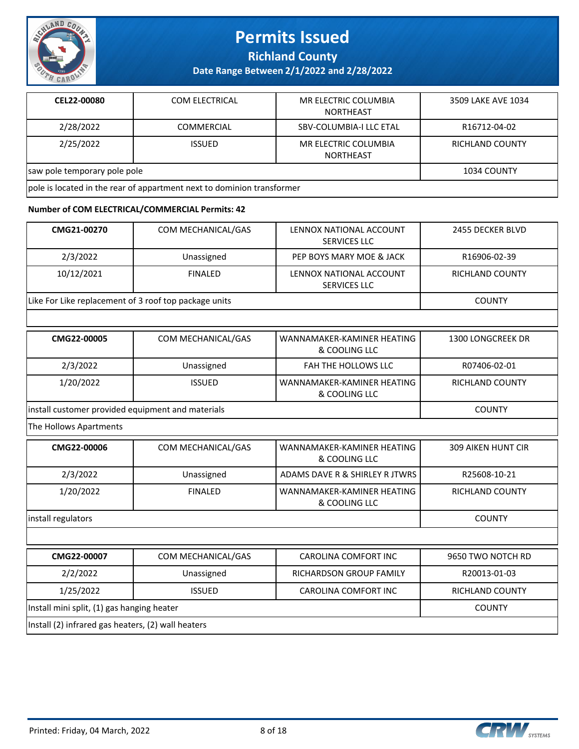| CEL22-00080 | COM ELECTRICAL | MR ELECTRIC COLUMBIA NORTHEAST | 3509 LAKE AVE 1034 |
|---|---|---|---|
| 2/28/2022 | COMMERCIAL | SBV-COLUMBIA-I LLC ETAL | R16712-04-02 |
| 2/25/2022 | ISSUED | MR ELECTRIC COLUMBIA NORTHEAST | RICHLAND COUNTY |
| saw pole temporary pole pole | | | 1034 COUNTY |
| pole is located in the rear of appartment next to dominion transformer | | | |

**Number of COM ELECTRICAL/COMMERCIAL Permits: 42**

| CMG21-00270 | COM MECHANICAL/GAS | LENNOX NATIONAL ACCOUNT SERVICES LLC | 2455 DECKER BLVD |
|---|---|---|---|
| 2/3/2022 | Unassigned | PEP BOYS MARY MOE & JACK | R16906-02-39 |
| 10/12/2021 | FINALED | LENNOX NATIONAL ACCOUNT SERVICES LLC | RICHLAND COUNTY |
| Like For Like replacement of 3 roof top package units | | | COUNTY |
| | | | |

| CMG22-00005 | COM MECHANICAL/GAS | WANNAMAKER-KAMINER HEATING & COOLING LLC | 1300 LONGCREEK DR |
|---|---|---|---|
| 2/3/2022 | Unassigned | FAH THE HOLLOWS LLC | R07406-02-01 |
| 1/20/2022 | ISSUED | WANNAMAKER-KAMINER HEATING & COOLING LLC | RICHLAND COUNTY |
| install customer provided equipment and materials | | | COUNTY |
| The Hollows Apartments | | | |

| CMG22-00006 | COM MECHANICAL/GAS | WANNAMAKER-KAMINER HEATING & COOLING LLC | 309 AIKEN HUNT CIR |
|---|---|---|---|
| 2/3/2022 | Unassigned | ADAMS DAVE R & SHIRLEY R JTWRS | R25608-10-21 |
| 1/20/2022 | FINALED | WANNAMAKER-KAMINER HEATING & COOLING LLC | RICHLAND COUNTY |
| install regulators | | | COUNTY |
| | | | |

| CMG22-00007 | COM MECHANICAL/GAS | CAROLINA COMFORT INC | 9650 TWO NOTCH RD |
|---|---|---|---|
| 2/2/2022 | Unassigned | RICHARDSON GROUP FAMILY | R20013-01-03 |
| 1/25/2022 | ISSUED | CAROLINA COMFORT INC | RICHLAND COUNTY |
| Install mini split, (1) gas hanging heater | | | COUNTY |
| Install (2) infrared gas heaters, (2) wall heaters | | | |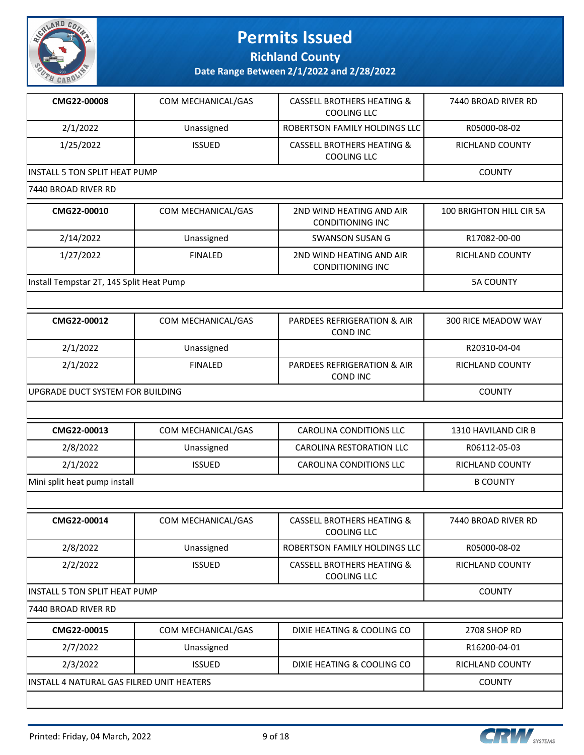# Permits Issued

## Richland County

### Date Range Between 2/1/2022 and 2/28/2022

| | | | |
|---|---|---|---|
| **CMG22-00008** | COM MECHANICAL/GAS | CASSELL BROTHERS HEATING & COOLING LLC | 7440 BROAD RIVER RD |
| 2/1/2022 | Unassigned | ROBERTSON FAMILY HOLDINGS LLC | R05000-08-02 |
| 1/25/2022 | ISSUED | CASSELL BROTHERS HEATING & COOLING LLC | RICHLAND COUNTY |
| INSTALL 5 TON SPLIT HEAT PUMP | | | COUNTY |
| 7440 BROAD RIVER RD | | | |

| | | | |
|---|---|---|---|
| **CMG22-00010** | COM MECHANICAL/GAS | 2ND WIND HEATING AND AIR CONDITIONING INC | 100 BRIGHTON HILL CIR 5A |
| 2/14/2022 | Unassigned | SWANSON SUSAN G | R17082-00-00 |
| 1/27/2022 | FINALED | 2ND WIND HEATING AND AIR CONDITIONING INC | RICHLAND COUNTY |
| Install Tempstar 2T, 14S Split Heat Pump | | | 5A COUNTY |

| | | | |
|---|---|---|---|
| **CMG22-00012** | COM MECHANICAL/GAS | PARDEES REFRIGERATION & AIR COND INC | 300 RICE MEADOW WAY |
| 2/1/2022 | Unassigned | | R20310-04-04 |
| 2/1/2022 | FINALED | PARDEES REFRIGERATION & AIR COND INC | RICHLAND COUNTY |
| UPGRADE DUCT SYSTEM FOR BUILDING | | | COUNTY |

| | | | |
|---|---|---|---|
| **CMG22-00013** | COM MECHANICAL/GAS | CAROLINA CONDITIONS LLC | 1310 HAVILAND CIR B |
| 2/8/2022 | Unassigned | CAROLINA RESTORATION LLC | R06112-05-03 |
| 2/1/2022 | ISSUED | CAROLINA CONDITIONS LLC | RICHLAND COUNTY |
| Mini split heat pump install | | | B COUNTY |

| | | | |
|---|---|---|---|
| **CMG22-00014** | COM MECHANICAL/GAS | CASSELL BROTHERS HEATING & COOLING LLC | 7440 BROAD RIVER RD |
| 2/8/2022 | Unassigned | ROBERTSON FAMILY HOLDINGS LLC | R05000-08-02 |
| 2/2/2022 | ISSUED | CASSELL BROTHERS HEATING & COOLING LLC | RICHLAND COUNTY |
| INSTALL 5 TON SPLIT HEAT PUMP | | | COUNTY |
| 7440 BROAD RIVER RD | | | |

| | | | |
|---|---|---|---|
| **CMG22-00015** | COM MECHANICAL/GAS | DIXIE HEATING & COOLING CO | 2708 SHOP RD |
| 2/7/2022 | Unassigned | | R16200-04-01 |
| 2/3/2022 | ISSUED | DIXIE HEATING & COOLING CO | RICHLAND COUNTY |
| INSTALL 4 NATURAL GAS FILRED UNIT HEATERS | | | COUNTY |

Printed: Friday, 04 March, 2022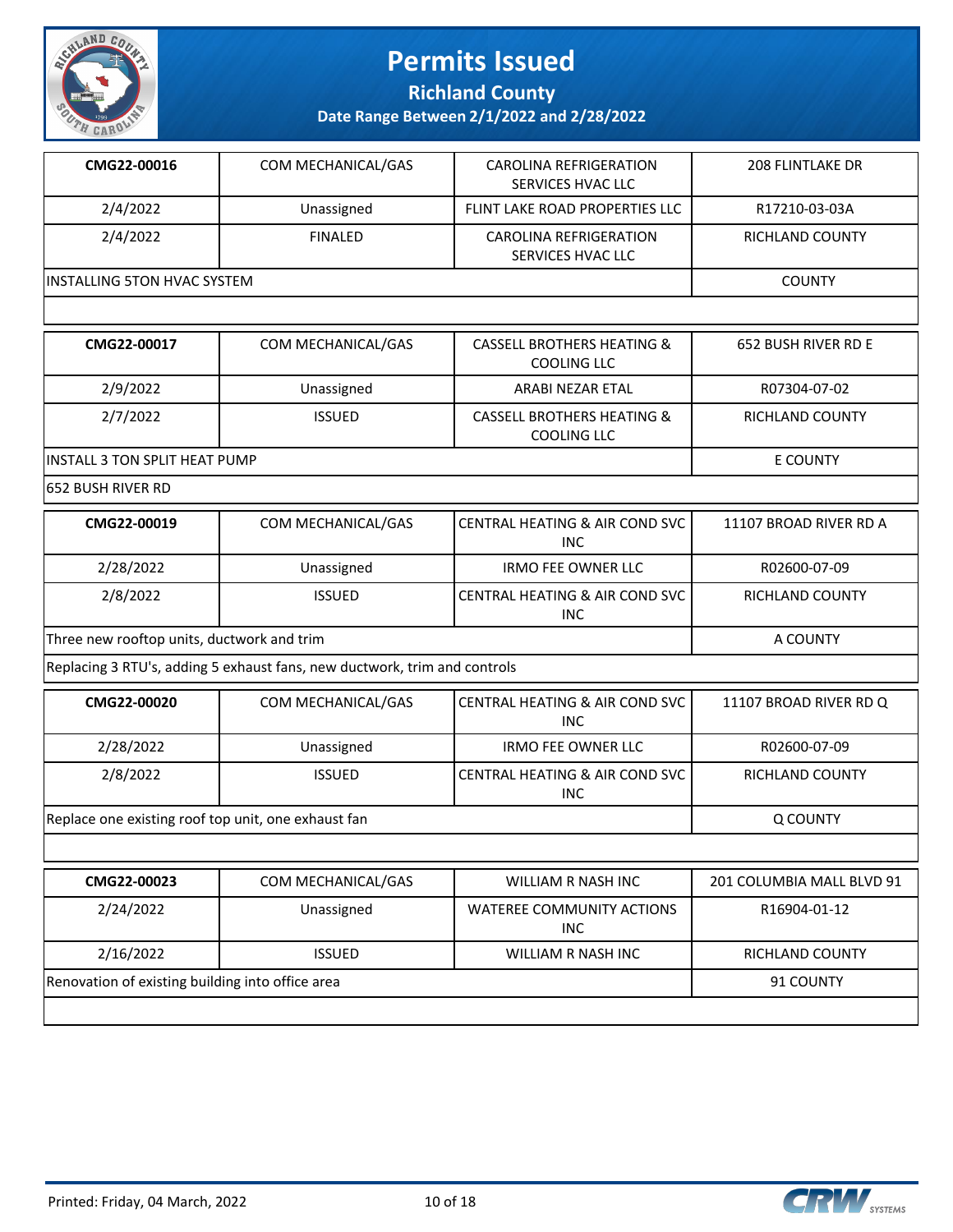# Permits Issued

## Richland County

### Date Range Between 2/1/2022 and 2/28/2022

| CMG22-00016 | COM MECHANICAL/GAS | CAROLINA REFRIGERATION SERVICES HVAC LLC | 208 FLINTLAKE DR |
|---|---|---|---|
| 2/4/2022 | Unassigned | FLINT LAKE ROAD PROPERTIES LLC | R17210-03-03A |
| 2/4/2022 | FINALED | CAROLINA REFRIGERATION SERVICES HVAC LLC | RICHLAND COUNTY |
| INSTALLING 5TON HVAC SYSTEM | | | COUNTY |

| CMG22-00017 | COM MECHANICAL/GAS | CASSELL BROTHERS HEATING & COOLING LLC | 652 BUSH RIVER RD E |
|---|---|---|---|
| 2/9/2022 | Unassigned | ARABI NEZAR ETAL | R07304-07-02 |
| 2/7/2022 | ISSUED | CASSELL BROTHERS HEATING & COOLING LLC | RICHLAND COUNTY |
| INSTALL 3 TON SPLIT HEAT PUMP | | | E COUNTY |
| 652 BUSH RIVER RD | | | |

| CMG22-00019 | COM MECHANICAL/GAS | CENTRAL HEATING & AIR COND SVC INC | 11107 BROAD RIVER RD A |
|---|---|---|---|
| 2/28/2022 | Unassigned | IRMO FEE OWNER LLC | R02600-07-09 |
| 2/8/2022 | ISSUED | CENTRAL HEATING & AIR COND SVC INC | RICHLAND COUNTY |
| Three new rooftop units, ductwork and trim | | | A COUNTY |
| Replacing 3 RTU's, adding 5 exhaust fans, new ductwork, trim and controls | | | |

| CMG22-00020 | COM MECHANICAL/GAS | CENTRAL HEATING & AIR COND SVC INC | 11107 BROAD RIVER RD Q |
|---|---|---|---|
| 2/28/2022 | Unassigned | IRMO FEE OWNER LLC | R02600-07-09 |
| 2/8/2022 | ISSUED | CENTRAL HEATING & AIR COND SVC INC | RICHLAND COUNTY |
| Replace one existing roof top unit, one exhaust fan | | | Q COUNTY |

| CMG22-00023 | COM MECHANICAL/GAS | WILLIAM R NASH INC | 201 COLUMBIA MALL BLVD 91 |
|---|---|---|---|
| 2/24/2022 | Unassigned | WATEREE COMMUNITY ACTIONS INC | R16904-01-12 |
| 2/16/2022 | ISSUED | WILLIAM R NASH INC | RICHLAND COUNTY |
| Renovation of existing building into office area | | | 91 COUNTY |

Printed: Friday, 04 March, 2022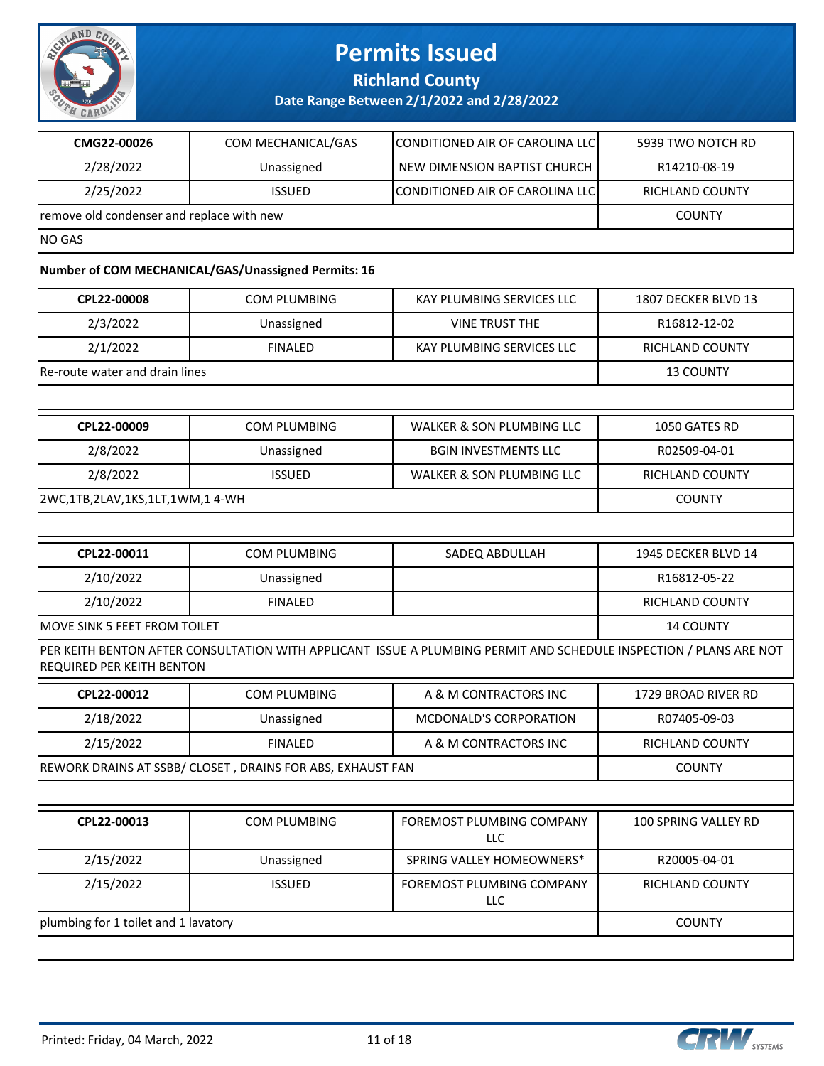# Permits Issued

## Richland County

### Date Range Between 2/1/2022 and 2/28/2022

| CMG22-00026 | COM MECHANICAL/GAS | CONDITIONED AIR OF CAROLINA LLC | 5939 TWO NOTCH RD |
|---|---|---|---|
| 2/28/2022 | Unassigned | NEW DIMENSION BAPTIST CHURCH | R14210-08-19 |
| 2/25/2022 | ISSUED | CONDITIONED AIR OF CAROLINA LLC | RICHLAND COUNTY |
| remove old condenser and replace with new | | | COUNTY |
| NO GAS | | | |

**Number of COM MECHANICAL/GAS/Unassigned Permits: 16**

| CPL22-00008 | COM PLUMBING | KAY PLUMBING SERVICES LLC | 1807 DECKER BLVD 13 |
|---|---|---|---|
| 2/3/2022 | Unassigned | VINE TRUST THE | R16812-12-02 |
| 2/1/2022 | FINALED | KAY PLUMBING SERVICES LLC | RICHLAND COUNTY |
| Re-route water and drain lines | | | 13 COUNTY |
| | | | |

| CPL22-00009 | COM PLUMBING | WALKER & SON PLUMBING LLC | 1050 GATES RD |
|---|---|---|---|
| 2/8/2022 | Unassigned | BGIN INVESTMENTS LLC | R02509-04-01 |
| 2/8/2022 | ISSUED | WALKER & SON PLUMBING LLC | RICHLAND COUNTY |
| 2WC,1TB,2LAV,1KS,1LT,1WM,1 4-WH | | | COUNTY |
| | | | |

| CPL22-00011 | COM PLUMBING | SADEQ ABDULLAH | 1945 DECKER BLVD 14 |
|---|---|---|---|
| 2/10/2022 | Unassigned | | R16812-05-22 |
| 2/10/2022 | FINALED | | RICHLAND COUNTY |
| MOVE SINK 5 FEET FROM TOILET | | | 14 COUNTY |
| PER KEITH BENTON AFTER CONSULTATION WITH APPLICANT ISSUE A PLUMBING PERMIT AND SCHEDULE INSPECTION / PLANS ARE NOT REQUIRED PER KEITH BENTON | | | |

| CPL22-00012 | COM PLUMBING | A & M CONTRACTORS INC | 1729 BROAD RIVER RD |
|---|---|---|---|
| 2/18/2022 | Unassigned | MCDONALD'S CORPORATION | R07405-09-03 |
| 2/15/2022 | FINALED | A & M CONTRACTORS INC | RICHLAND COUNTY |
| REWORK DRAINS AT SSBB/ CLOSET , DRAINS FOR ABS, EXHAUST FAN | | | COUNTY |
| | | | |

| CPL22-00013 | COM PLUMBING | FOREMOST PLUMBING COMPANY LLC | 100 SPRING VALLEY RD |
|---|---|---|---|
| 2/15/2022 | Unassigned | SPRING VALLEY HOMEOWNERS* | R20005-04-01 |
| 2/15/2022 | ISSUED | FOREMOST PLUMBING COMPANY LLC | RICHLAND COUNTY |
| plumbing for 1 toilet and 1 lavatory | | | COUNTY |
| | | | |

Printed: Friday, 04 March, 2022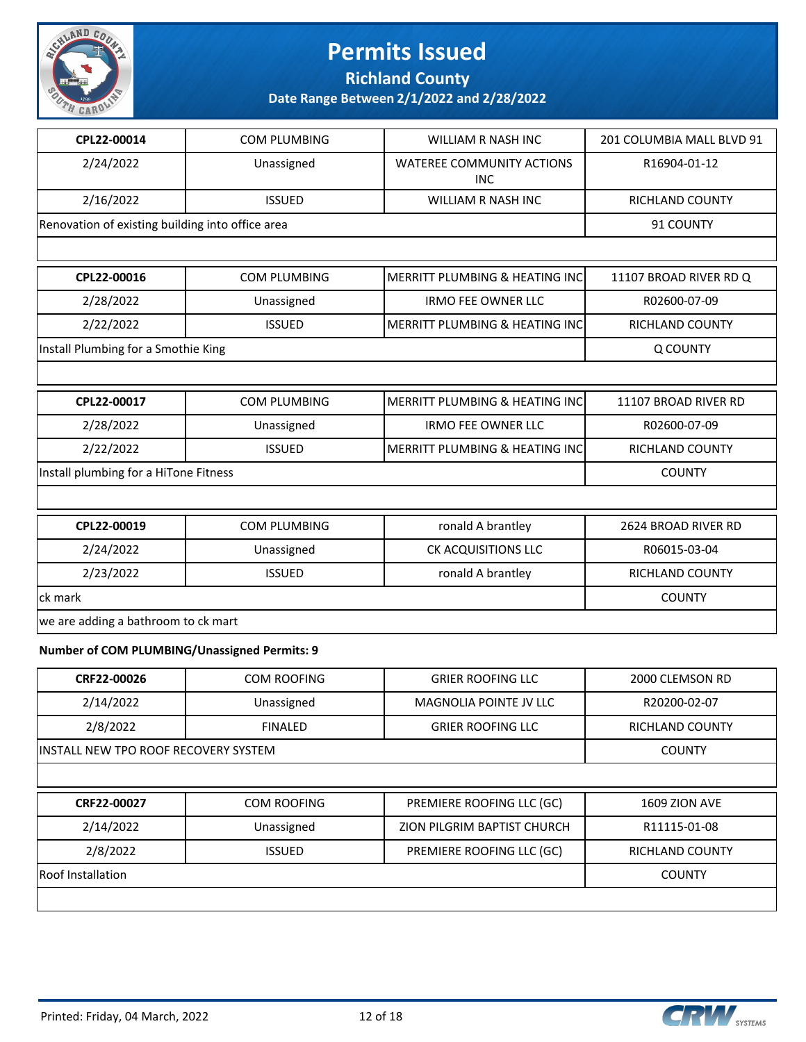# Permits Issued

## Richland County

### Date Range Between 2/1/2022 and 2/28/2022

| CPL22-00014 | COM PLUMBING | WILLIAM R NASH INC | 201 COLUMBIA MALL BLVD 91 |
|---|---|---|---|
| 2/24/2022 | Unassigned | WATEREE COMMUNITY ACTIONS INC | R16904-01-12 |
| 2/16/2022 | ISSUED | WILLIAM R NASH INC | RICHLAND COUNTY |
| Renovation of existing building into office area | | | 91 COUNTY |

| CPL22-00016 | COM PLUMBING | MERRITT PLUMBING & HEATING INC | 11107 BROAD RIVER RD Q |
|---|---|---|---|
| 2/28/2022 | Unassigned | IRMO FEE OWNER LLC | R02600-07-09 |
| 2/22/2022 | ISSUED | MERRITT PLUMBING & HEATING INC | RICHLAND COUNTY |
| Install Plumbing for a Smothie King | | | Q COUNTY |

| CPL22-00017 | COM PLUMBING | MERRITT PLUMBING & HEATING INC | 11107 BROAD RIVER RD |
|---|---|---|---|
| 2/28/2022 | Unassigned | IRMO FEE OWNER LLC | R02600-07-09 |
| 2/22/2022 | ISSUED | MERRITT PLUMBING & HEATING INC | RICHLAND COUNTY |
| Install plumbing for a HiTone Fitness | | | COUNTY |

| CPL22-00019 | COM PLUMBING | ronald A brantley | 2624 BROAD RIVER RD |
|---|---|---|---|
| 2/24/2022 | Unassigned | CK ACQUISITIONS LLC | R06015-03-04 |
| 2/23/2022 | ISSUED | ronald A brantley | RICHLAND COUNTY |
| ck mark | | | COUNTY |
| we are adding a bathroom to ck mart | | | |

**Number of COM PLUMBING/Unassigned Permits: 9**

| CRF22-00026 | COM ROOFING | GRIER ROOFING LLC | 2000 CLEMSON RD |
|---|---|---|---|
| 2/14/2022 | Unassigned | MAGNOLIA POINTE JV LLC | R20200-02-07 |
| 2/8/2022 | FINALED | GRIER ROOFING LLC | RICHLAND COUNTY |
| INSTALL NEW TPO ROOF RECOVERY SYSTEM | | | COUNTY |

| CRF22-00027 | COM ROOFING | PREMIERE ROOFING LLC (GC) | 1609 ZION AVE |
|---|---|---|---|
| 2/14/2022 | Unassigned | ZION PILGRIM BAPTIST CHURCH | R11115-01-08 |
| 2/8/2022 | ISSUED | PREMIERE ROOFING LLC (GC) | RICHLAND COUNTY |
| Roof Installation | | | COUNTY |

Printed: Friday, 04 March, 2022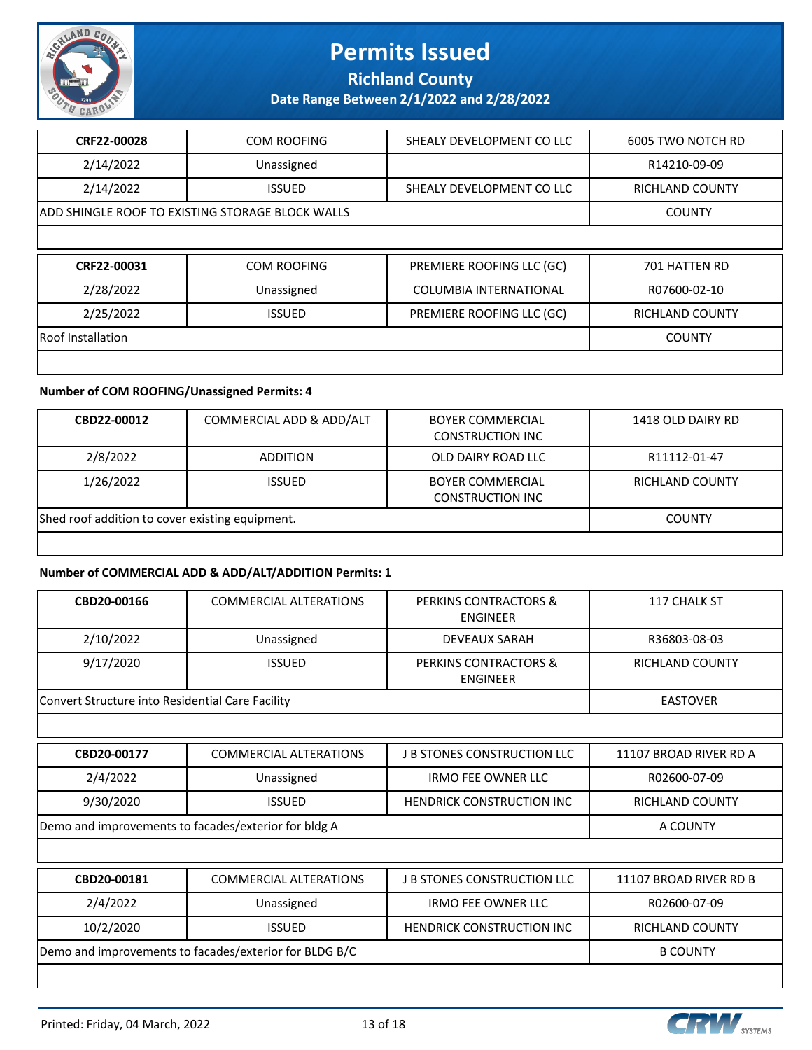# Permits Issued

**Richland County**

**Date Range Between 2/1/2022 and 2/28/2022**

| CRF22-00028 | COM ROOFING | SHEALY DEVELOPMENT CO LLC | 6005 TWO NOTCH RD |
|---|---|---|---|
| 2/14/2022 | Unassigned | | R14210-09-09 |
| 2/14/2022 | ISSUED | SHEALY DEVELOPMENT CO LLC | RICHLAND COUNTY |
| ADD SHINGLE ROOF TO EXISTING STORAGE BLOCK WALLS | | | COUNTY |

| CRF22-00031 | COM ROOFING | PREMIERE ROOFING LLC (GC) | 701 HATTEN RD |
|---|---|---|---|
| 2/28/2022 | Unassigned | COLUMBIA INTERNATIONAL | R07600-02-10 |
| 2/25/2022 | ISSUED | PREMIERE ROOFING LLC (GC) | RICHLAND COUNTY |
| Roof Installation | | | COUNTY |

**Number of COM ROOFING/Unassigned Permits: 4**

| CBD22-00012 | COMMERCIAL ADD & ADD/ALT | BOYER COMMERCIAL CONSTRUCTION INC | 1418 OLD DAIRY RD |
|---|---|---|---|
| 2/8/2022 | ADDITION | OLD DAIRY ROAD LLC | R11112-01-47 |
| 1/26/2022 | ISSUED | BOYER COMMERCIAL CONSTRUCTION INC | RICHLAND COUNTY |
| Shed roof addition to cover existing equipment. | | | COUNTY |

**Number of COMMERCIAL ADD & ADD/ALT/ADDITION Permits: 1**

| CBD20-00166 | COMMERCIAL ALTERATIONS | PERKINS CONTRACTORS & ENGINEER | 117 CHALK ST |
|---|---|---|---|
| 2/10/2022 | Unassigned | DEVEAUX SARAH | R36803-08-03 |
| 9/17/2020 | ISSUED | PERKINS CONTRACTORS & ENGINEER | RICHLAND COUNTY |
| Convert Structure into Residential Care Facility | | | EASTOVER |

| CBD20-00177 | COMMERCIAL ALTERATIONS | J B STONES CONSTRUCTION LLC | 11107 BROAD RIVER RD A |
|---|---|---|---|
| 2/4/2022 | Unassigned | IRMO FEE OWNER LLC | R02600-07-09 |
| 9/30/2020 | ISSUED | HENDRICK CONSTRUCTION INC | RICHLAND COUNTY |
| Demo and improvements to facades/exterior for bldg A | | | A COUNTY |

| CBD20-00181 | COMMERCIAL ALTERATIONS | J B STONES CONSTRUCTION LLC | 11107 BROAD RIVER RD B |
|---|---|---|---|
| 2/4/2022 | Unassigned | IRMO FEE OWNER LLC | R02600-07-09 |
| 10/2/2020 | ISSUED | HENDRICK CONSTRUCTION INC | RICHLAND COUNTY |
| Demo and improvements to facades/exterior for BLDG B/C | | | B COUNTY |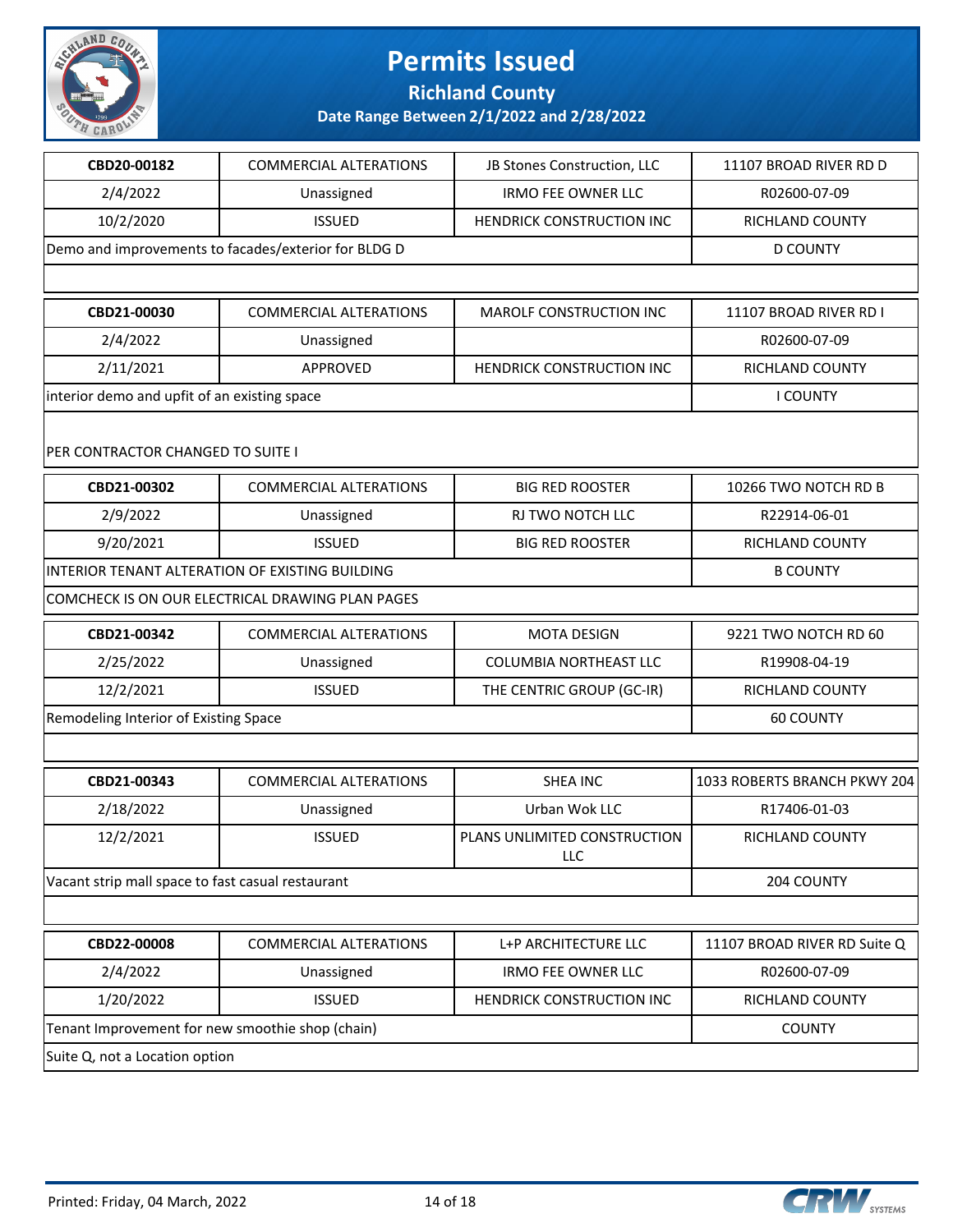# Permits Issued

## Richland County

### Date Range Between 2/1/2022 and 2/28/2022

| CBD20-00182 | COMMERCIAL ALTERATIONS | JB Stones Construction, LLC | 11107 BROAD RIVER RD D |
|---|---|---|---|
| 2/4/2022 | Unassigned | IRMO FEE OWNER LLC | R02600-07-09 |
| 10/2/2020 | ISSUED | HENDRICK CONSTRUCTION INC | RICHLAND COUNTY |
| Demo and improvements to facades/exterior for BLDG D | | | D COUNTY |

| CBD21-00030 | COMMERCIAL ALTERATIONS | MAROLF CONSTRUCTION INC | 11107 BROAD RIVER RD I |
|---|---|---|---|
| 2/4/2022 | Unassigned | | R02600-07-09 |
| 2/11/2021 | APPROVED | HENDRICK CONSTRUCTION INC | RICHLAND COUNTY |
| interior demo and upfit of an existing space | | | I COUNTY |

PER CONTRACTOR CHANGED TO SUITE I

| CBD21-00302 | COMMERCIAL ALTERATIONS | BIG RED ROOSTER | 10266 TWO NOTCH RD B |
|---|---|---|---|
| 2/9/2022 | Unassigned | RJ TWO NOTCH LLC | R22914-06-01 |
| 9/20/2021 | ISSUED | BIG RED ROOSTER | RICHLAND COUNTY |
| INTERIOR TENANT ALTERATION OF EXISTING BUILDING | | | B COUNTY |

COMCHECK IS ON OUR ELECTRICAL DRAWING PLAN PAGES

| CBD21-00342 | COMMERCIAL ALTERATIONS | MOTA DESIGN | 9221 TWO NOTCH RD 60 |
|---|---|---|---|
| 2/25/2022 | Unassigned | COLUMBIA NORTHEAST LLC | R19908-04-19 |
| 12/2/2021 | ISSUED | THE CENTRIC GROUP (GC-IR) | RICHLAND COUNTY |
| Remodeling Interior of Existing Space | | | 60 COUNTY |

| CBD21-00343 | COMMERCIAL ALTERATIONS | SHEA INC | 1033 ROBERTS BRANCH PKWY 204 |
|---|---|---|---|
| 2/18/2022 | Unassigned | Urban Wok LLC | R17406-01-03 |
| 12/2/2021 | ISSUED | PLANS UNLIMITED CONSTRUCTION LLC | RICHLAND COUNTY |
| Vacant strip mall space to fast casual restaurant | | | 204 COUNTY |

| CBD22-00008 | COMMERCIAL ALTERATIONS | L+P ARCHITECTURE LLC | 11107 BROAD RIVER RD Suite Q |
|---|---|---|---|
| 2/4/2022 | Unassigned | IRMO FEE OWNER LLC | R02600-07-09 |
| 1/20/2022 | ISSUED | HENDRICK CONSTRUCTION INC | RICHLAND COUNTY |
| Tenant Improvement for new smoothie shop (chain) | | | COUNTY |

Suite Q, not a Location option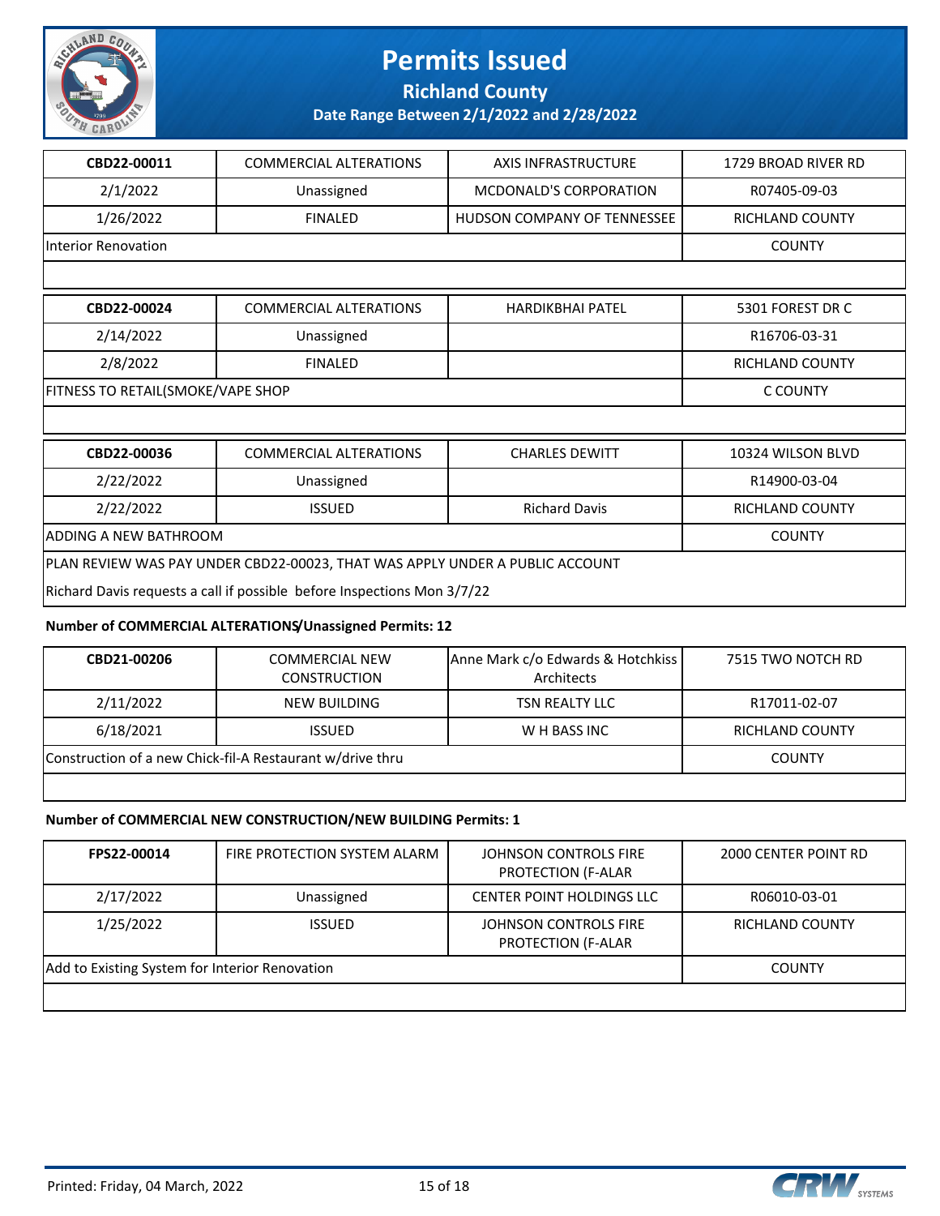# Permits Issued

**Richland County**

**Date Range Between 2/1/2022 and 2/28/2022**

| CBD22-00011 | COMMERCIAL ALTERATIONS | AXIS INFRASTRUCTURE | 1729 BROAD RIVER RD |
|---|---|---|---|
| 2/1/2022 | Unassigned | MCDONALD'S CORPORATION | R07405-09-03 |
| 1/26/2022 | FINALED | HUDSON COMPANY OF TENNESSEE | RICHLAND COUNTY |
| Interior Renovation | | | COUNTY |

| CBD22-00024 | COMMERCIAL ALTERATIONS | HARDIKBHAI PATEL | 5301 FOREST DR C |
|---|---|---|---|
| 2/14/2022 | Unassigned | | R16706-03-31 |
| 2/8/2022 | FINALED | | RICHLAND COUNTY |
| FITNESS TO RETAIL(SMOKE/VAPE SHOP | | | C COUNTY |

| CBD22-00036 | COMMERCIAL ALTERATIONS | CHARLES DEWITT | 10324 WILSON BLVD |
|---|---|---|---|
| 2/22/2022 | Unassigned | | R14900-03-04 |
| 2/22/2022 | ISSUED | Richard Davis | RICHLAND COUNTY |
| ADDING A NEW BATHROOM | | | COUNTY |
| PLAN REVIEW WAS PAY UNDER CBD22-00023, THAT WAS APPLY UNDER A PUBLIC ACCOUNT | | | |
| Richard Davis requests a call if possible before Inspections Mon 3/7/22 | | | |

**Number of COMMERCIAL ALTERATIONS/Unassigned Permits: 12**

| CBD21-00206 | COMMERCIAL NEW CONSTRUCTION | Anne Mark c/o Edwards & Hotchkiss Architects | 7515 TWO NOTCH RD |
|---|---|---|---|
| 2/11/2022 | NEW BUILDING | TSN REALTY LLC | R17011-02-07 |
| 6/18/2021 | ISSUED | W H BASS INC | RICHLAND COUNTY |
| Construction of a new Chick-fil-A Restaurant w/drive thru | | | COUNTY |

**Number of COMMERCIAL NEW CONSTRUCTION/NEW BUILDING Permits: 1**

| FPS22-00014 | FIRE PROTECTION SYSTEM ALARM | JOHNSON CONTROLS FIRE PROTECTION (F-ALAR | 2000 CENTER POINT RD |
|---|---|---|---|
| 2/17/2022 | Unassigned | CENTER POINT HOLDINGS LLC | R06010-03-01 |
| 1/25/2022 | ISSUED | JOHNSON CONTROLS FIRE PROTECTION (F-ALAR | RICHLAND COUNTY |
| Add to Existing System for Interior Renovation | | | COUNTY |

Printed: Friday, 04 March, 2022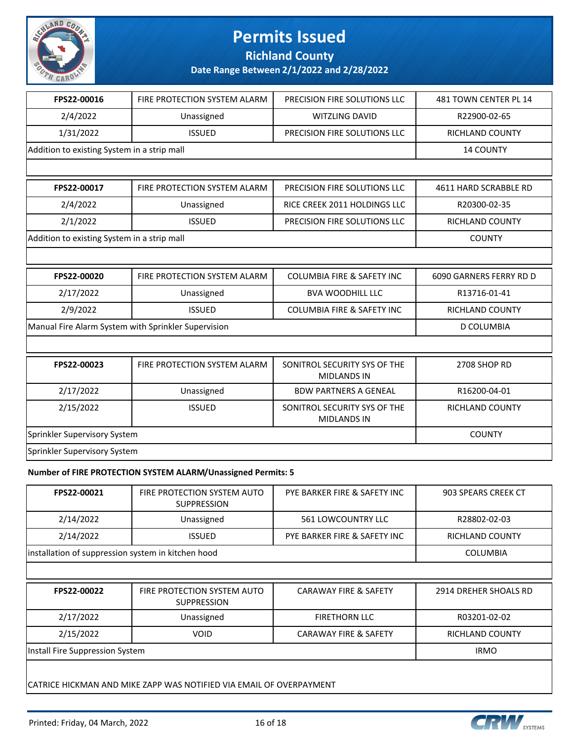# Permits Issued

## Richland County

### Date Range Between 2/1/2022 and 2/28/2022

| FPS22-00016 | FIRE PROTECTION SYSTEM ALARM | PRECISION FIRE SOLUTIONS LLC | 481 TOWN CENTER PL 14 |
|---|---|---|---|
| 2/4/2022 | Unassigned | WITZLING DAVID | R22900-02-65 |
| 1/31/2022 | ISSUED | PRECISION FIRE SOLUTIONS LLC | RICHLAND COUNTY |
| Addition to existing System in a strip mall | | | 14 COUNTY |

| FPS22-00017 | FIRE PROTECTION SYSTEM ALARM | PRECISION FIRE SOLUTIONS LLC | 4611 HARD SCRABBLE RD |
|---|---|---|---|
| 2/4/2022 | Unassigned | RICE CREEK 2011 HOLDINGS LLC | R20300-02-35 |
| 2/1/2022 | ISSUED | PRECISION FIRE SOLUTIONS LLC | RICHLAND COUNTY |
| Addition to existing System in a strip mall | | | COUNTY |

| FPS22-00020 | FIRE PROTECTION SYSTEM ALARM | COLUMBIA FIRE & SAFETY INC | 6090 GARNERS FERRY RD D |
|---|---|---|---|
| 2/17/2022 | Unassigned | BVA WOODHILL LLC | R13716-01-41 |
| 2/9/2022 | ISSUED | COLUMBIA FIRE & SAFETY INC | RICHLAND COUNTY |
| Manual Fire Alarm System with Sprinkler Supervision | | | D COLUMBIA |

| FPS22-00023 | FIRE PROTECTION SYSTEM ALARM | SONITROL SECURITY SYS OF THE MIDLANDS IN | 2708 SHOP RD |
|---|---|---|---|
| 2/17/2022 | Unassigned | BDW PARTNERS A GENEAL | R16200-04-01 |
| 2/15/2022 | ISSUED | SONITROL SECURITY SYS OF THE MIDLANDS IN | RICHLAND COUNTY |
| Sprinkler Supervisory System | | | COUNTY |
| Sprinkler Supervisory System | | | |

**Number of FIRE PROTECTION SYSTEM ALARM/Unassigned Permits: 5**

| FPS22-00021 | FIRE PROTECTION SYSTEM AUTO SUPPRESSION | PYE BARKER FIRE & SAFETY INC | 903 SPEARS CREEK CT |
|---|---|---|---|
| 2/14/2022 | Unassigned | 561 LOWCOUNTRY LLC | R28802-02-03 |
| 2/14/2022 | ISSUED | PYE BARKER FIRE & SAFETY INC | RICHLAND COUNTY |
| installation of suppression system in kitchen hood | | | COLUMBIA |

| FPS22-00022 | FIRE PROTECTION SYSTEM AUTO SUPPRESSION | CARAWAY FIRE & SAFETY | 2914 DREHER SHOALS RD |
|---|---|---|---|
| 2/17/2022 | Unassigned | FIRETHORN LLC | R03201-02-02 |
| 2/15/2022 | VOID | CARAWAY FIRE & SAFETY | RICHLAND COUNTY |
| Install Fire Suppression System | | | IRMO |
| CATRICE HICKMAN AND MIKE ZAPP WAS NOTIFIED VIA EMAIL OF OVERPAYMENT | | | |

Printed: Friday, 04 March, 2022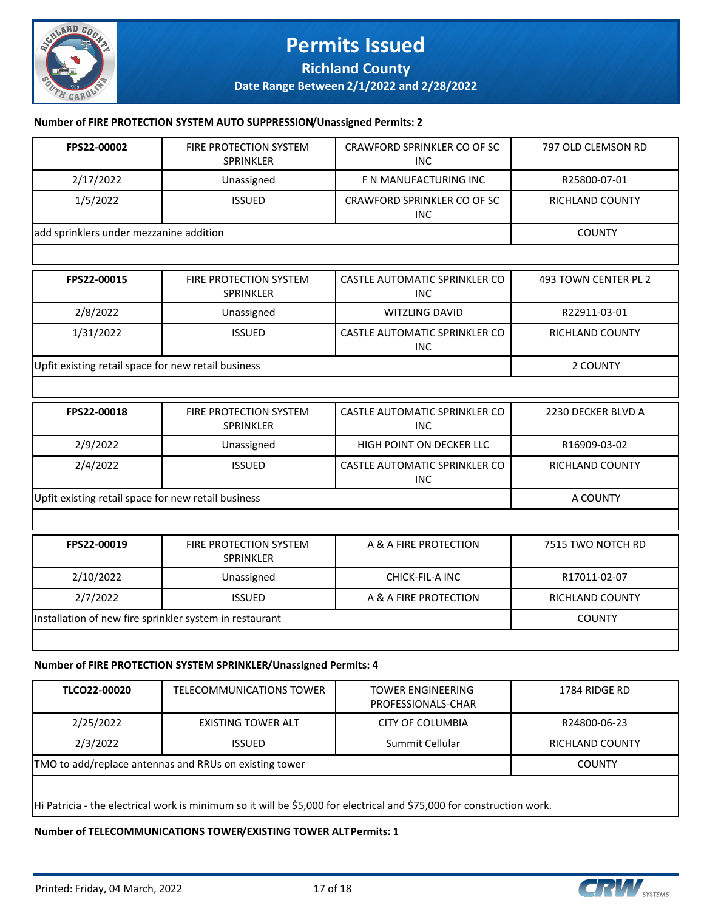# Permits Issued

## Richland County

### Date Range Between 2/1/2022 and 2/28/2022

**Number of FIRE PROTECTION SYSTEM AUTO SUPPRESSION/Unassigned Permits: 2**

| FPS22-00002 | FIRE PROTECTION SYSTEM SPRINKLER | CRAWFORD SPRINKLER CO OF SC INC | 797 OLD CLEMSON RD |
|---|---|---|---|
| 2/17/2022 | Unassigned | F N MANUFACTURING INC | R25800-07-01 |
| 1/5/2022 | ISSUED | CRAWFORD SPRINKLER CO OF SC INC | RICHLAND COUNTY |
| add sprinklers under mezzanine addition | | | COUNTY |

| FPS22-00015 | FIRE PROTECTION SYSTEM SPRINKLER | CASTLE AUTOMATIC SPRINKLER CO INC | 493 TOWN CENTER PL 2 |
|---|---|---|---|
| 2/8/2022 | Unassigned | WITZLING DAVID | R22911-03-01 |
| 1/31/2022 | ISSUED | CASTLE AUTOMATIC SPRINKLER CO INC | RICHLAND COUNTY |
| Upfit existing retail space for new retail business | | | 2 COUNTY |

| FPS22-00018 | FIRE PROTECTION SYSTEM SPRINKLER | CASTLE AUTOMATIC SPRINKLER CO INC | 2230 DECKER BLVD A |
|---|---|---|---|
| 2/9/2022 | Unassigned | HIGH POINT ON DECKER LLC | R16909-03-02 |
| 2/4/2022 | ISSUED | CASTLE AUTOMATIC SPRINKLER CO INC | RICHLAND COUNTY |
| Upfit existing retail space for new retail business | | | A COUNTY |

| FPS22-00019 | FIRE PROTECTION SYSTEM SPRINKLER | A & A FIRE PROTECTION | 7515 TWO NOTCH RD |
|---|---|---|---|
| 2/10/2022 | Unassigned | CHICK-FIL-A INC | R17011-02-07 |
| 2/7/2022 | ISSUED | A & A FIRE PROTECTION | RICHLAND COUNTY |
| Installation of new fire sprinkler system in restaurant | | | COUNTY |

**Number of FIRE PROTECTION SYSTEM SPRINKLER/Unassigned Permits: 4**

| TLCO22-00020 | TELECOMMUNICATIONS TOWER | TOWER ENGINEERING PROFESSIONALS-CHAR | 1784 RIDGE RD |
|---|---|---|---|
| 2/25/2022 | EXISTING TOWER ALT | CITY OF COLUMBIA | R24800-06-23 |
| 2/3/2022 | ISSUED | Summit Cellular | RICHLAND COUNTY |
| TMO to add/replace antennas and RRUs on existing tower | | | COUNTY |

Hi Patricia - the electrical work is minimum so it will be $5,000 for electrical and $75,000 for construction work.

**Number of TELECOMMUNICATIONS TOWER/EXISTING TOWER ALT Permits: 1**

Printed: Friday, 04 March, 2022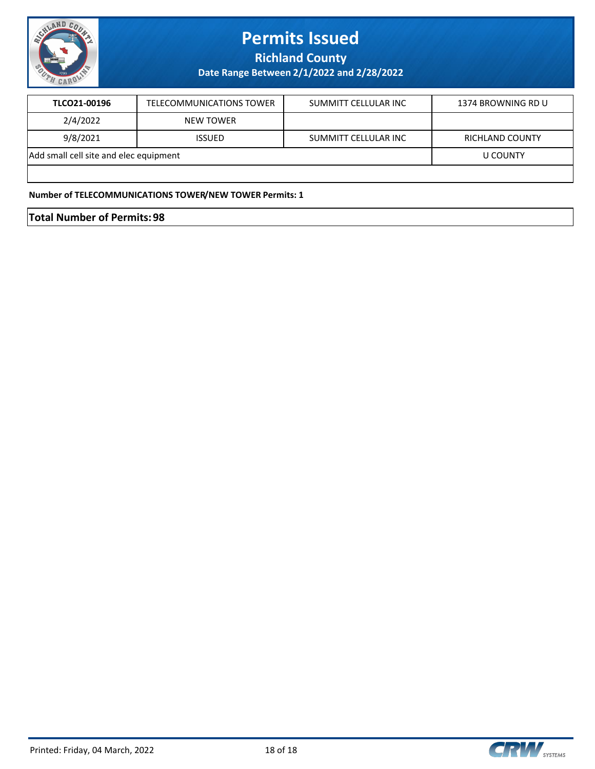# Permits Issued

**Richland County**

**Date Range Between 2/1/2022 and 2/28/2022**

| | | | |
|---|---|---|---|
| **TLCO21-00196** | TELECOMMUNICATIONS TOWER | SUMMITT CELLULAR INC | 1374 BROWNING RD U |
| 2/4/2022 | NEW TOWER | | |
| 9/8/2021 | ISSUED | SUMMITT CELLULAR INC | RICHLAND COUNTY |
| Add small cell site and elec equipment | | | U COUNTY |

**Number of TELECOMMUNICATIONS TOWER/NEW TOWER Permits: 1**

**Total Number of Permits: 98**

Printed: Friday, 04 March, 2022